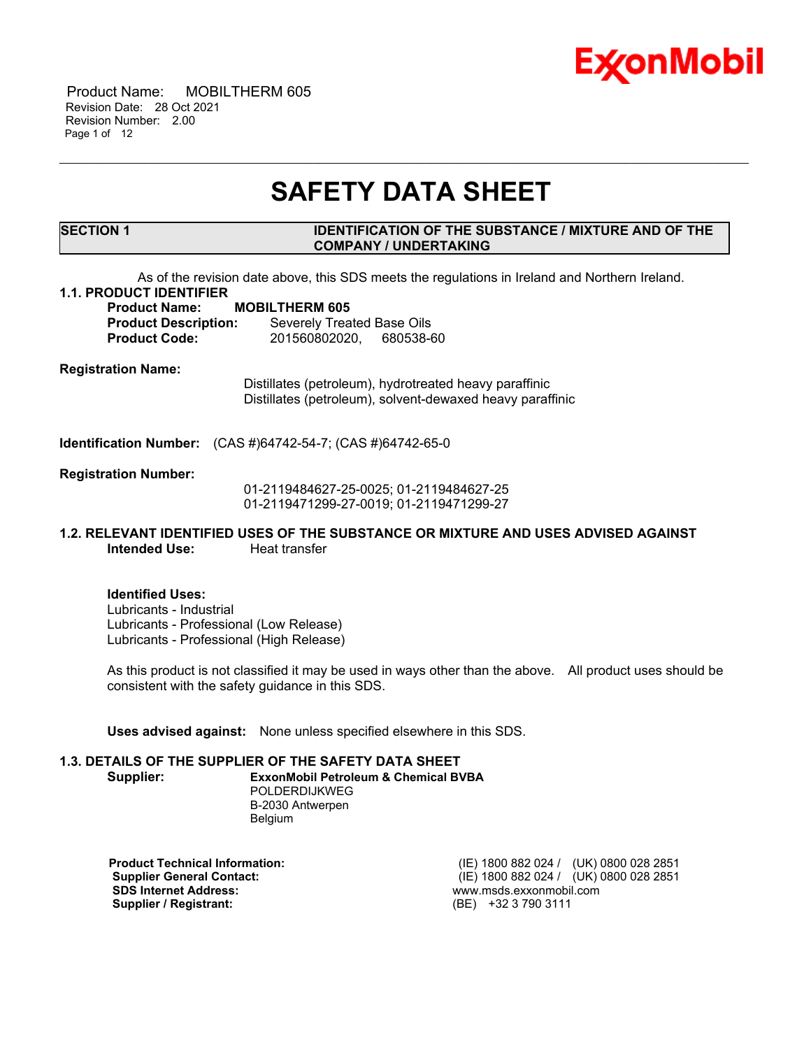# SAFETY DATA SHEET

## SECTION 1 IDENTIFICATION OF THE SUBSTANCE / MIXTURE AND OF THE COMPANY / UNDERTAKING

As of the revision date above, this SDS meets the regulations in Ireland and Northern Ireland.

### 1.1. PRODUCT IDENTIFIER

**Product Name:** **MOBILTHERM 605**
**Product Description:** Severely Treated Base Oils
**Product Code:** 201560802020, 680538-60

**Registration Name:**
Distillates (petroleum), hydrotreated heavy paraffinic
Distillates (petroleum), solvent-dewaxed heavy paraffinic

**Identification Number:** (CAS #)64742-54-7; (CAS #)64742-65-0

**Registration Number:**
01-2119484627-25-0025; 01-2119484627-25
01-2119471299-27-0019; 01-2119471299-27

### 1.2. RELEVANT IDENTIFIED USES OF THE SUBSTANCE OR MIXTURE AND USES ADVISED AGAINST

**Intended Use:** Heat transfer

**Identified Uses:**
Lubricants - Industrial
Lubricants - Professional (Low Release)
Lubricants - Professional (High Release)

As this product is not classified it may be used in ways other than the above. All product uses should be consistent with the safety guidance in this SDS.

**Uses advised against:** None unless specified elsewhere in this SDS.

### 1.3. DETAILS OF THE SUPPLIER OF THE SAFETY DATA SHEET

**Supplier:** **ExxonMobil Petroleum & Chemical BVBA**
POLDERDIJKWEG
B-2030 Antwerpen
Belgium

| | |
|---|---|
| **Product Technical Information:** | (IE) 1800 882 024 / (UK) 0800 028 2851 |
| **Supplier General Contact:** | (IE) 1800 882 024 / (UK) 0800 028 2851 |
| **SDS Internet Address:** | www.msds.exxonmobil.com |
| **Supplier / Registrant:** | (BE) +32 3 790 3111 |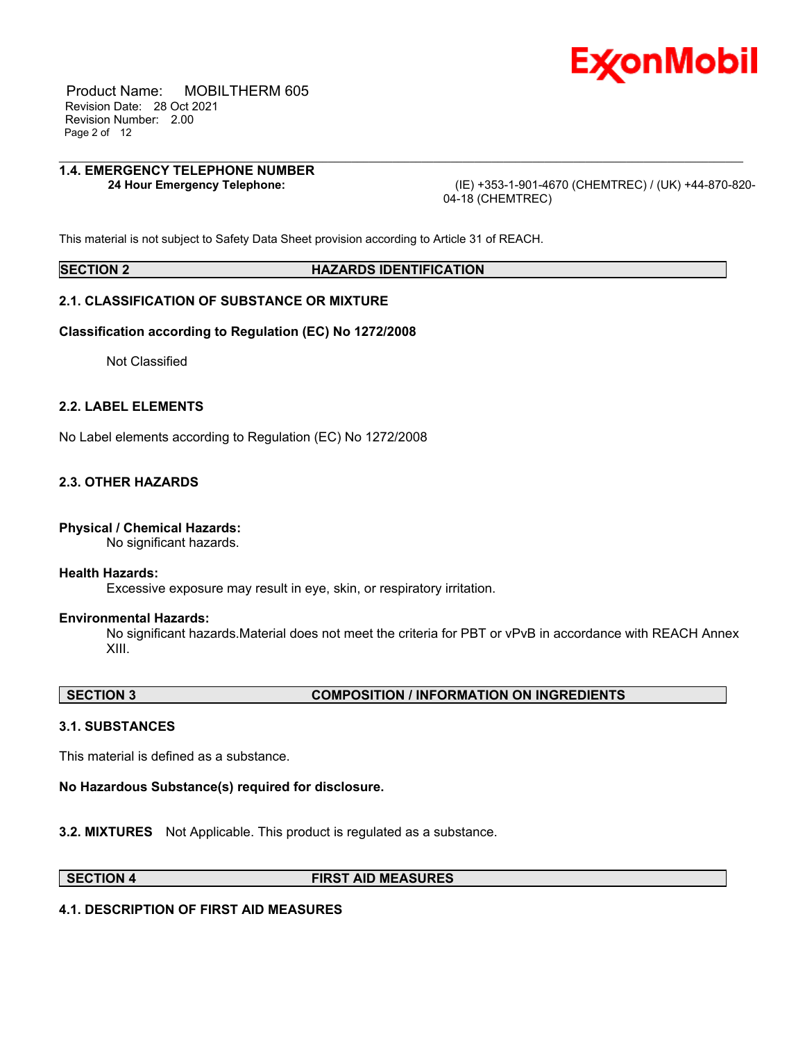### 1.4. EMERGENCY TELEPHONE NUMBER

**24 Hour Emergency Telephone:** (IE) +353-1-901-4670 (CHEMTREC) / (UK) +44-870-820-04-18 (CHEMTREC)

This material is not subject to Safety Data Sheet provision according to Article 31 of REACH.

## SECTION 2 HAZARDS IDENTIFICATION

### 2.1. CLASSIFICATION OF SUBSTANCE OR MIXTURE

**Classification according to Regulation (EC) No 1272/2008**

Not Classified

### 2.2. LABEL ELEMENTS

No Label elements according to Regulation (EC) No 1272/2008

### 2.3. OTHER HAZARDS

**Physical / Chemical Hazards:**
No significant hazards.

**Health Hazards:**
Excessive exposure may result in eye, skin, or respiratory irritation.

**Environmental Hazards:**
No significant hazards.Material does not meet the criteria for PBT or vPvB in accordance with REACH Annex XIII.

## SECTION 3 COMPOSITION / INFORMATION ON INGREDIENTS

### 3.1. SUBSTANCES

This material is defined as a substance.

**No Hazardous Substance(s) required for disclosure.**

**3.2. MIXTURES** Not Applicable. This product is regulated as a substance.

## SECTION 4 FIRST AID MEASURES

### 4.1. DESCRIPTION OF FIRST AID MEASURES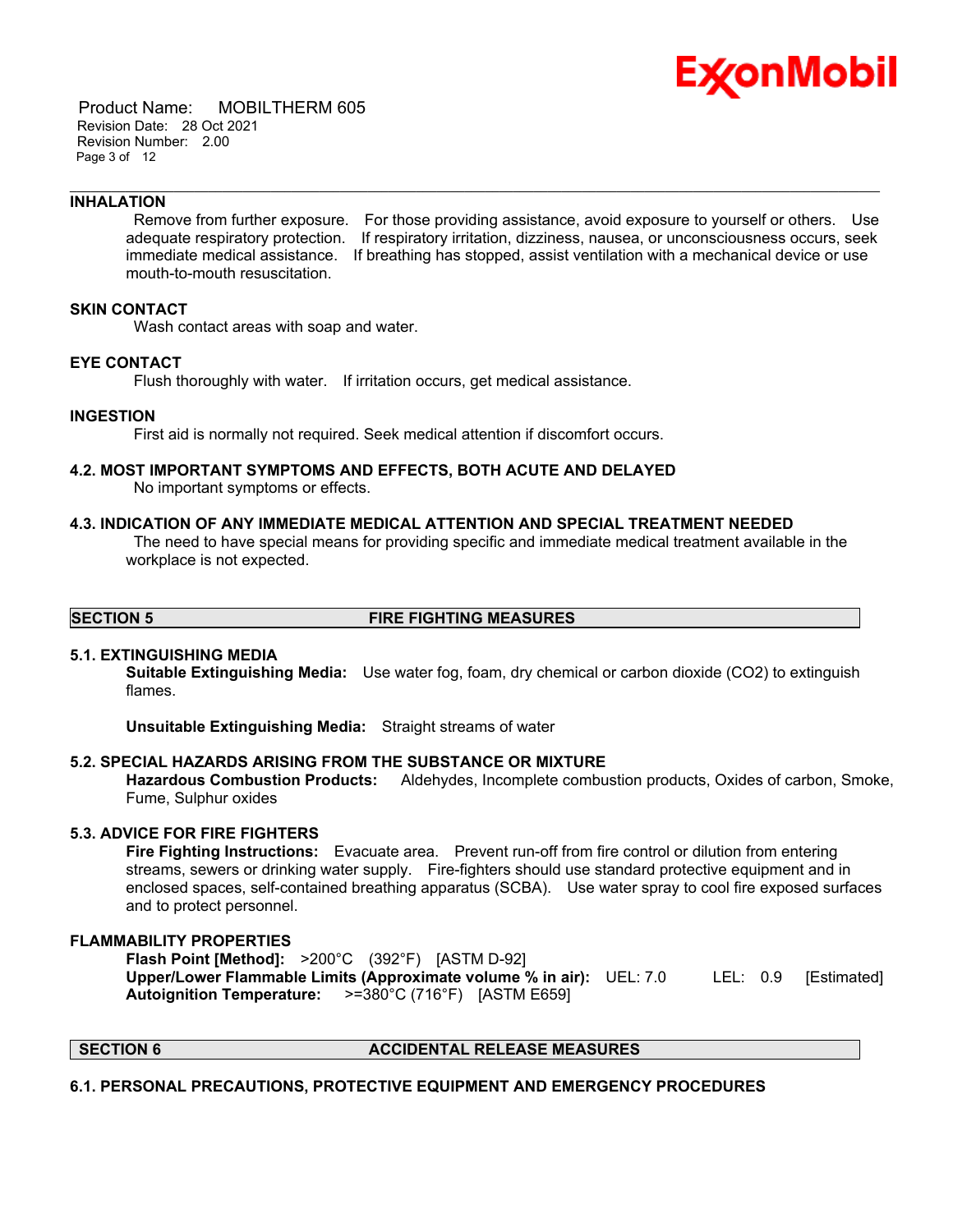### INHALATION

Remove from further exposure. For those providing assistance, avoid exposure to yourself or others. Use adequate respiratory protection. If respiratory irritation, dizziness, nausea, or unconsciousness occurs, seek immediate medical assistance. If breathing has stopped, assist ventilation with a mechanical device or use mouth-to-mouth resuscitation.

### SKIN CONTACT

Wash contact areas with soap and water.

### EYE CONTACT

Flush thoroughly with water. If irritation occurs, get medical assistance.

### INGESTION

First aid is normally not required. Seek medical attention if discomfort occurs.

### 4.2. MOST IMPORTANT SYMPTOMS AND EFFECTS, BOTH ACUTE AND DELAYED

No important symptoms or effects.

### 4.3. INDICATION OF ANY IMMEDIATE MEDICAL ATTENTION AND SPECIAL TREATMENT NEEDED

The need to have special means for providing specific and immediate medical treatment available in the workplace is not expected.

## SECTION 5 FIRE FIGHTING MEASURES

### 5.1. EXTINGUISHING MEDIA

**Suitable Extinguishing Media:** Use water fog, foam, dry chemical or carbon dioxide ($CO_2$) to extinguish flames.

**Unsuitable Extinguishing Media:** Straight streams of water

### 5.2. SPECIAL HAZARDS ARISING FROM THE SUBSTANCE OR MIXTURE

**Hazardous Combustion Products:** Aldehydes, Incomplete combustion products, Oxides of carbon, Smoke, Fume, Sulphur oxides

### 5.3. ADVICE FOR FIRE FIGHTERS

**Fire Fighting Instructions:** Evacuate area. Prevent run-off from fire control or dilution from entering streams, sewers or drinking water supply. Fire-fighters should use standard protective equipment and in enclosed spaces, self-contained breathing apparatus (SCBA). Use water spray to cool fire exposed surfaces and to protect personnel.

### FLAMMABILITY PROPERTIES

**Flash Point [Method]:** >200°C (392°F) [ASTM D-92]
**Upper/Lower Flammable Limits (Approximate volume % in air):** UEL: 7.0 LEL: 0.9 [Estimated]
**Autoignition Temperature:** >=380°C (716°F) [ASTM E659]

## SECTION 6 ACCIDENTAL RELEASE MEASURES

### 6.1. PERSONAL PRECAUTIONS, PROTECTIVE EQUIPMENT AND EMERGENCY PROCEDURES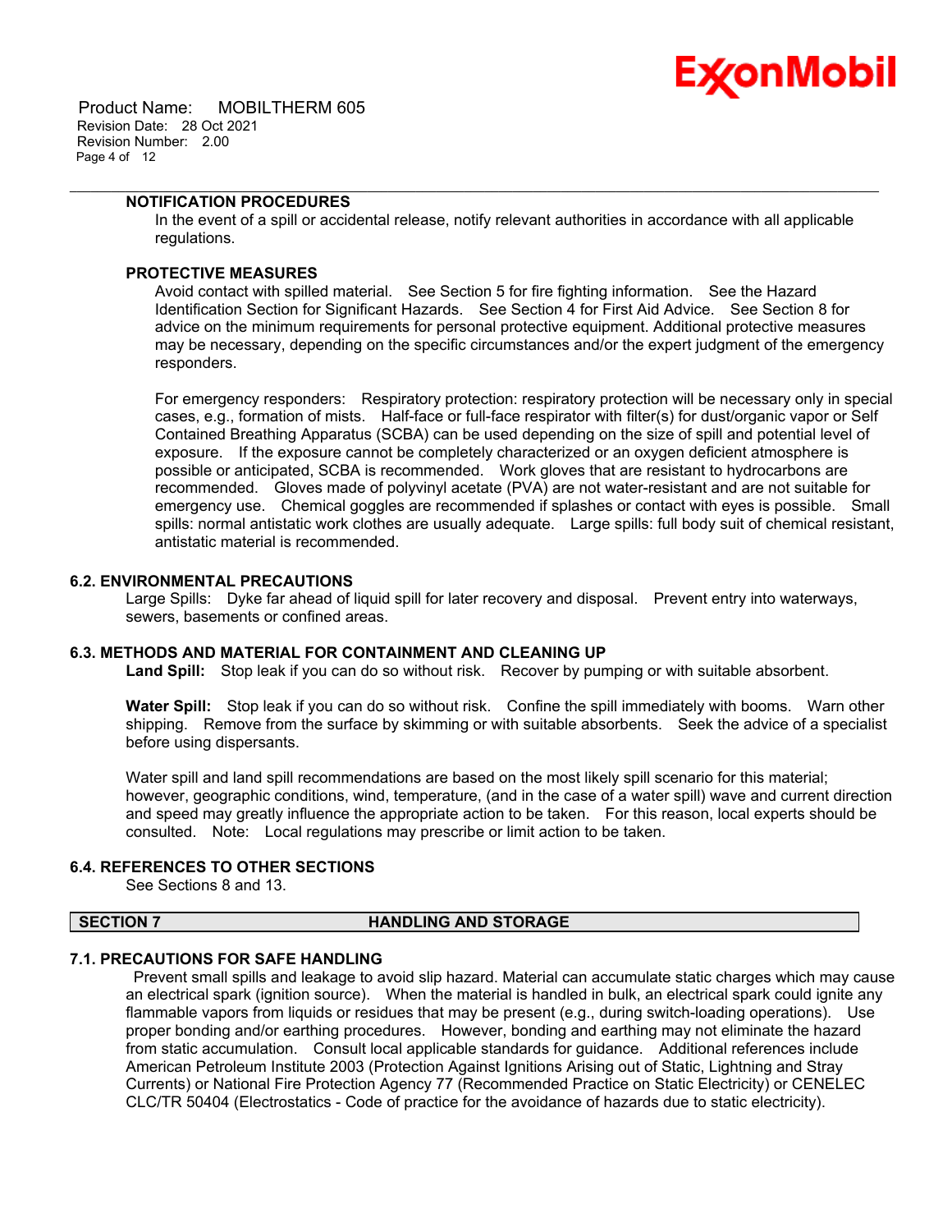### NOTIFICATION PROCEDURES

In the event of a spill or accidental release, notify relevant authorities in accordance with all applicable regulations.

### PROTECTIVE MEASURES

Avoid contact with spilled material. See Section 5 for fire fighting information. See the Hazard Identification Section for Significant Hazards. See Section 4 for First Aid Advice. See Section 8 for advice on the minimum requirements for personal protective equipment. Additional protective measures may be necessary, depending on the specific circumstances and/or the expert judgment of the emergency responders.

For emergency responders: Respiratory protection: respiratory protection will be necessary only in special cases, e.g., formation of mists. Half-face or full-face respirator with filter(s) for dust/organic vapor or Self Contained Breathing Apparatus (SCBA) can be used depending on the size of spill and potential level of exposure. If the exposure cannot be completely characterized or an oxygen deficient atmosphere is possible or anticipated, SCBA is recommended. Work gloves that are resistant to hydrocarbons are recommended. Gloves made of polyvinyl acetate (PVA) are not water-resistant and are not suitable for emergency use. Chemical goggles are recommended if splashes or contact with eyes is possible. Small spills: normal antistatic work clothes are usually adequate. Large spills: full body suit of chemical resistant, antistatic material is recommended.

### 6.2. ENVIRONMENTAL PRECAUTIONS

Large Spills: Dyke far ahead of liquid spill for later recovery and disposal. Prevent entry into waterways, sewers, basements or confined areas.

### 6.3. METHODS AND MATERIAL FOR CONTAINMENT AND CLEANING UP

**Land Spill:** Stop leak if you can do so without risk. Recover by pumping or with suitable absorbent.

**Water Spill:** Stop leak if you can do so without risk. Confine the spill immediately with booms. Warn other shipping. Remove from the surface by skimming or with suitable absorbents. Seek the advice of a specialist before using dispersants.

Water spill and land spill recommendations are based on the most likely spill scenario for this material; however, geographic conditions, wind, temperature, (and in the case of a water spill) wave and current direction and speed may greatly influence the appropriate action to be taken. For this reason, local experts should be consulted. Note: Local regulations may prescribe or limit action to be taken.

### 6.4. REFERENCES TO OTHER SECTIONS

See Sections 8 and 13.

## SECTION 7 HANDLING AND STORAGE

### 7.1. PRECAUTIONS FOR SAFE HANDLING

Prevent small spills and leakage to avoid slip hazard. Material can accumulate static charges which may cause an electrical spark (ignition source). When the material is handled in bulk, an electrical spark could ignite any flammable vapors from liquids or residues that may be present (e.g., during switch-loading operations). Use proper bonding and/or earthing procedures. However, bonding and earthing may not eliminate the hazard from static accumulation. Consult local applicable standards for guidance. Additional references include American Petroleum Institute 2003 (Protection Against Ignitions Arising out of Static, Lightning and Stray Currents) or National Fire Protection Agency 77 (Recommended Practice on Static Electricity) or CENELEC CLC/TR 50404 (Electrostatics - Code of practice for the avoidance of hazards due to static electricity).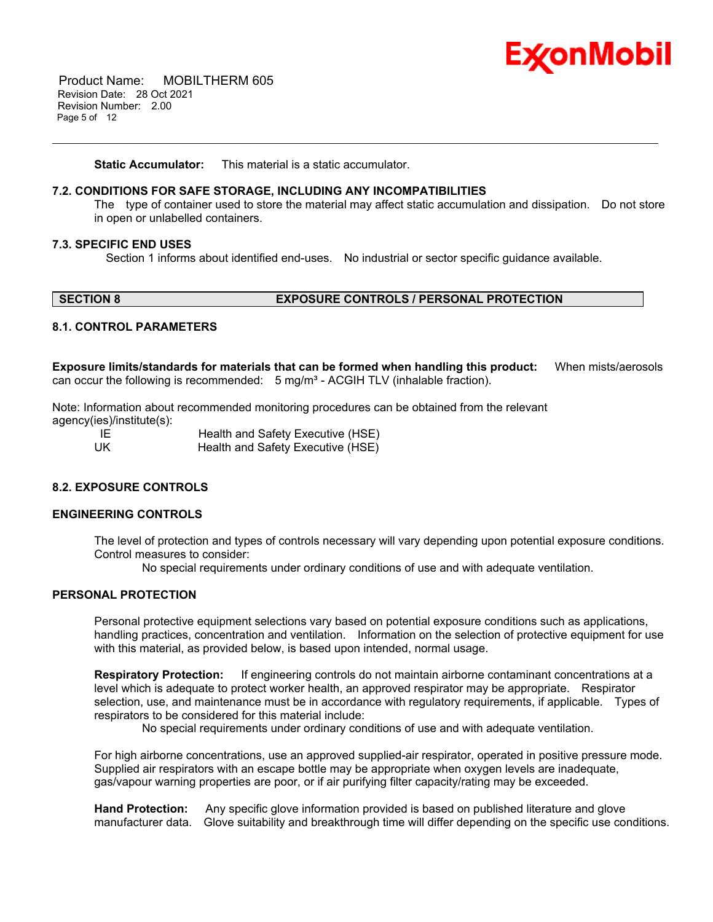**Static Accumulator:** This material is a static accumulator.

### 7.2. CONDITIONS FOR SAFE STORAGE, INCLUDING ANY INCOMPATIBILITIES

The type of container used to store the material may affect static accumulation and dissipation. Do not store in open or unlabelled containers.

### 7.3. SPECIFIC END USES

Section 1 informs about identified end-uses. No industrial or sector specific guidance available.

## SECTION 8 EXPOSURE CONTROLS / PERSONAL PROTECTION

### 8.1. CONTROL PARAMETERS

**Exposure limits/standards for materials that can be formed when handling this product:** When mists/aerosols can occur the following is recommended: 5 mg/m³ - ACGIH TLV (inhalable fraction).

Note: Information about recommended monitoring procedures can be obtained from the relevant agency(ies)/institute(s):

| | |
|---|---|
| IE | Health and Safety Executive (HSE) |
| UK | Health and Safety Executive (HSE) |

### 8.2. EXPOSURE CONTROLS

### ENGINEERING CONTROLS

The level of protection and types of controls necessary will vary depending upon potential exposure conditions. Control measures to consider:

No special requirements under ordinary conditions of use and with adequate ventilation.

### PERSONAL PROTECTION

Personal protective equipment selections vary based on potential exposure conditions such as applications, handling practices, concentration and ventilation. Information on the selection of protective equipment for use with this material, as provided below, is based upon intended, normal usage.

**Respiratory Protection:** If engineering controls do not maintain airborne contaminant concentrations at a level which is adequate to protect worker health, an approved respirator may be appropriate. Respirator selection, use, and maintenance must be in accordance with regulatory requirements, if applicable. Types of respirators to be considered for this material include:

No special requirements under ordinary conditions of use and with adequate ventilation.

For high airborne concentrations, use an approved supplied-air respirator, operated in positive pressure mode. Supplied air respirators with an escape bottle may be appropriate when oxygen levels are inadequate, gas/vapour warning properties are poor, or if air purifying filter capacity/rating may be exceeded.

**Hand Protection:** Any specific glove information provided is based on published literature and glove manufacturer data. Glove suitability and breakthrough time will differ depending on the specific use conditions.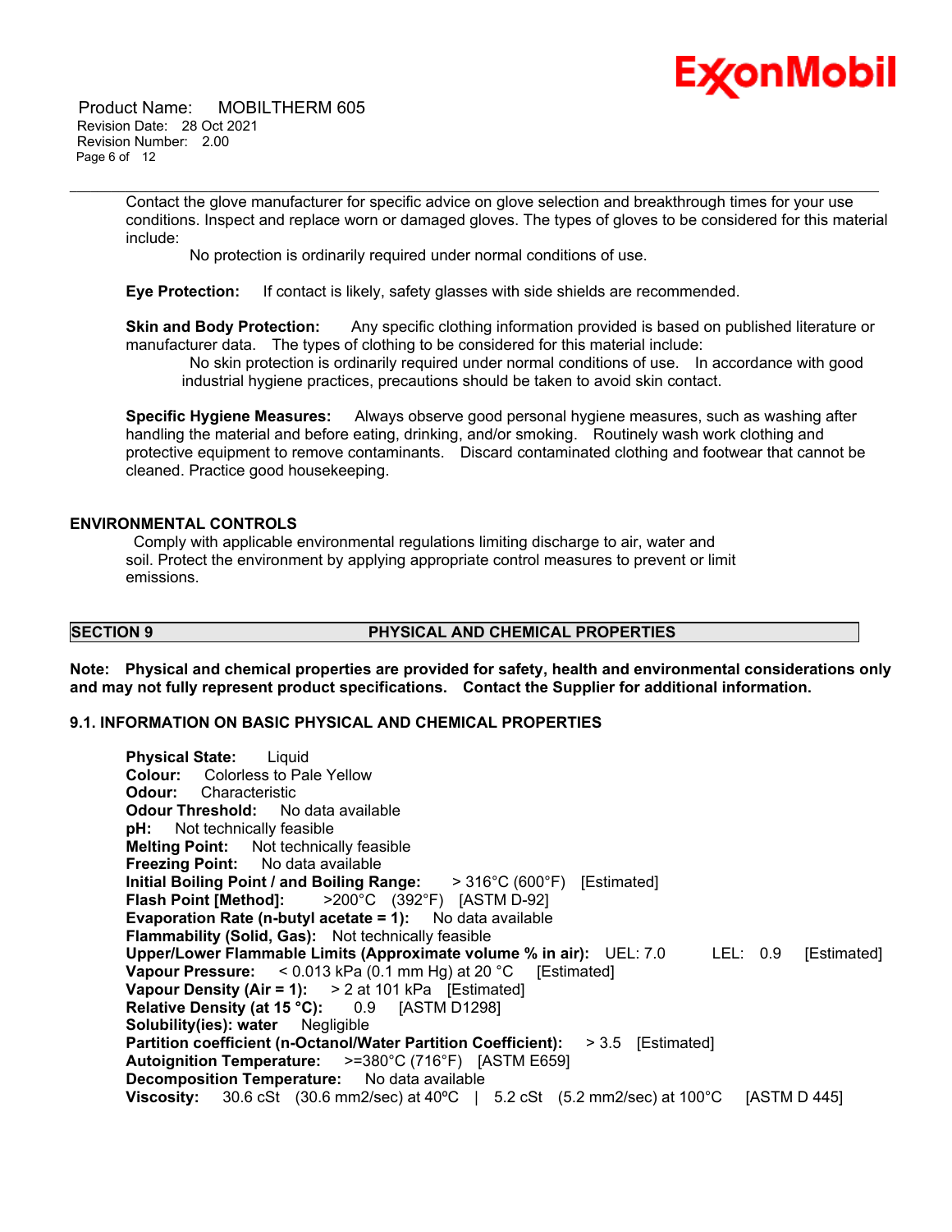Contact the glove manufacturer for specific advice on glove selection and breakthrough times for your use conditions. Inspect and replace worn or damaged gloves. The types of gloves to be considered for this material include:

No protection is ordinarily required under normal conditions of use.

**Eye Protection:** If contact is likely, safety glasses with side shields are recommended.

**Skin and Body Protection:** Any specific clothing information provided is based on published literature or manufacturer data. The types of clothing to be considered for this material include:

No skin protection is ordinarily required under normal conditions of use. In accordance with good industrial hygiene practices, precautions should be taken to avoid skin contact.

**Specific Hygiene Measures:** Always observe good personal hygiene measures, such as washing after handling the material and before eating, drinking, and/or smoking. Routinely wash work clothing and protective equipment to remove contaminants. Discard contaminated clothing and footwear that cannot be cleaned. Practice good housekeeping.

### ENVIRONMENTAL CONTROLS

Comply with applicable environmental regulations limiting discharge to air, water and soil. Protect the environment by applying appropriate control measures to prevent or limit emissions.

## SECTION 9 PHYSICAL AND CHEMICAL PROPERTIES

**Note: Physical and chemical properties are provided for safety, health and environmental considerations only and may not fully represent product specifications. Contact the Supplier for additional information.**

### 9.1. INFORMATION ON BASIC PHYSICAL AND CHEMICAL PROPERTIES

**Physical State:** Liquid
**Colour:** Colorless to Pale Yellow
**Odour:** Characteristic
**Odour Threshold:** No data available
**pH:** Not technically feasible
**Melting Point:** Not technically feasible
**Freezing Point:** No data available
**Initial Boiling Point / and Boiling Range:** > 316°C (600°F) [Estimated]
**Flash Point [Method]:** >200°C (392°F) [ASTM D-92]
**Evaporation Rate (n-butyl acetate = 1):** No data available
**Flammability (Solid, Gas):** Not technically feasible
**Upper/Lower Flammable Limits (Approximate volume % in air):** UEL: 7.0 LEL: 0.9 [Estimated]
**Vapour Pressure:** < 0.013 kPa (0.1 mm Hg) at 20 °C [Estimated]
**Vapour Density (Air = 1):** > 2 at 101 kPa [Estimated]
**Relative Density (at 15 °C):** 0.9 [ASTM D1298]
**Solubility(ies): water** Negligible
**Partition coefficient (n-Octanol/Water Partition Coefficient):** > 3.5 [Estimated]
**Autoignition Temperature:** >=380°C (716°F) [ASTM E659]
**Decomposition Temperature:** No data available
**Viscosity:** 30.6 cSt (30.6 mm2/sec) at 40ºC | 5.2 cSt (5.2 mm2/sec) at 100°C [ASTM D 445]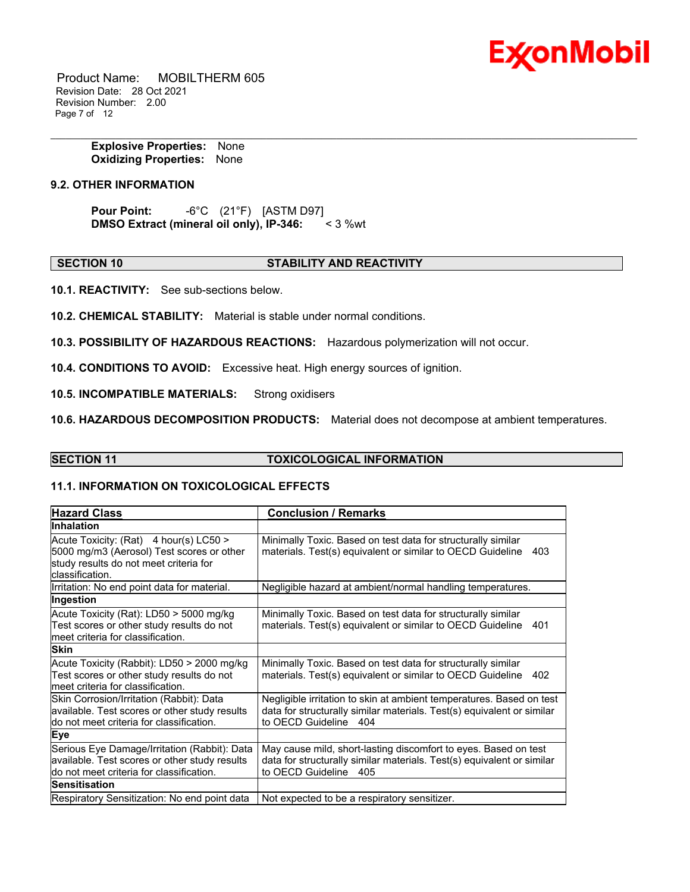**Explosive Properties:** None
**Oxidizing Properties:** None

### 9.2. OTHER INFORMATION

**Pour Point:** -6°C (21°F) [ASTM D97]
**DMSO Extract (mineral oil only), IP-346:** < 3 %wt

## SECTION 10 STABILITY AND REACTIVITY

**10.1. REACTIVITY:** See sub-sections below.

**10.2. CHEMICAL STABILITY:** Material is stable under normal conditions.

**10.3. POSSIBILITY OF HAZARDOUS REACTIONS:** Hazardous polymerization will not occur.

**10.4. CONDITIONS TO AVOID:** Excessive heat. High energy sources of ignition.

**10.5. INCOMPATIBLE MATERIALS:** Strong oxidisers

**10.6. HAZARDOUS DECOMPOSITION PRODUCTS:** Material does not decompose at ambient temperatures.

## SECTION 11 TOXICOLOGICAL INFORMATION

### 11.1. INFORMATION ON TOXICOLOGICAL EFFECTS

| Hazard Class | Conclusion / Remarks |
|---|---|
| **Inhalation** | |
| Acute Toxicity: (Rat) 4 hour(s) LC50 > 5000 mg/m3 (Aerosol) Test scores or other study results do not meet criteria for classification. | Minimally Toxic. Based on test data for structurally similar materials. Test(s) equivalent or similar to OECD Guideline 403 |
| Irritation: No end point data for material. | Negligible hazard at ambient/normal handling temperatures. |
| **Ingestion** | |
| Acute Toxicity (Rat): LD50 > 5000 mg/kg Test scores or other study results do not meet criteria for classification. | Minimally Toxic. Based on test data for structurally similar materials. Test(s) equivalent or similar to OECD Guideline 401 |
| **Skin** | |
| Acute Toxicity (Rabbit): LD50 > 2000 mg/kg Test scores or other study results do not meet criteria for classification. | Minimally Toxic. Based on test data for structurally similar materials. Test(s) equivalent or similar to OECD Guideline 402 |
| Skin Corrosion/Irritation (Rabbit): Data available. Test scores or other study results do not meet criteria for classification. | Negligible irritation to skin at ambient temperatures. Based on test data for structurally similar materials. Test(s) equivalent or similar to OECD Guideline 404 |
| **Eye** | |
| Serious Eye Damage/Irritation (Rabbit): Data available. Test scores or other study results do not meet criteria for classification. | May cause mild, short-lasting discomfort to eyes. Based on test data for structurally similar materials. Test(s) equivalent or similar to OECD Guideline 405 |
| **Sensitisation** | |
| Respiratory Sensitization: No end point data | Not expected to be a respiratory sensitizer. |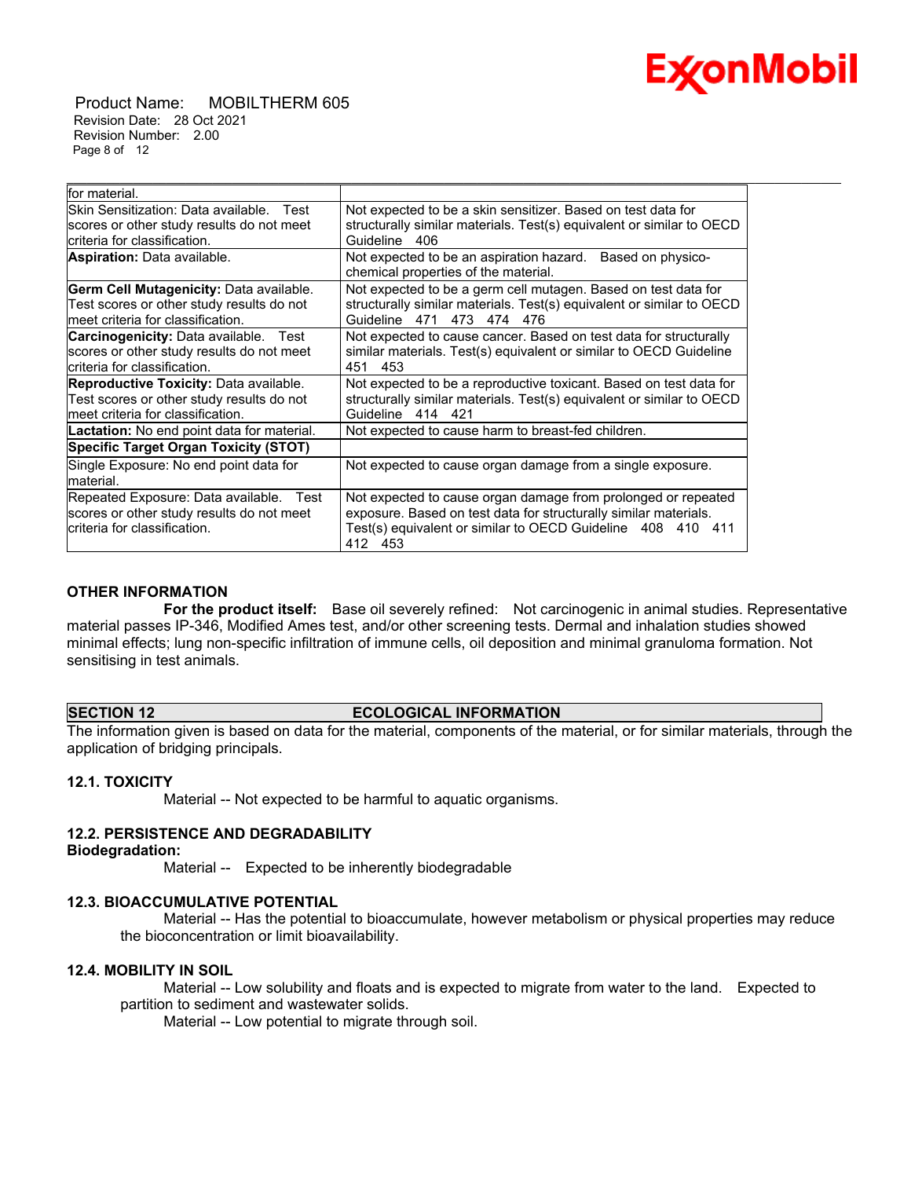| | |
|---|---|
| for material. | |
| Skin Sensitization: Data available. Test scores or other study results do not meet criteria for classification. | Not expected to be a skin sensitizer. Based on test data for structurally similar materials. Test(s) equivalent or similar to OECD Guideline 406 |
| **Aspiration:** Data available. | Not expected to be an aspiration hazard. Based on physico-chemical properties of the material. |
| **Germ Cell Mutagenicity:** Data available. Test scores or other study results do not meet criteria for classification. | Not expected to be a germ cell mutagen. Based on test data for structurally similar materials. Test(s) equivalent or similar to OECD Guideline 471 473 474 476 |
| **Carcinogenicity:** Data available. Test scores or other study results do not meet criteria for classification. | Not expected to cause cancer. Based on test data for structurally similar materials. Test(s) equivalent or similar to OECD Guideline 451 453 |
| **Reproductive Toxicity:** Data available. Test scores or other study results do not meet criteria for classification. | Not expected to be a reproductive toxicant. Based on test data for structurally similar materials. Test(s) equivalent or similar to OECD Guideline 414 421 |
| **Lactation:** No end point data for material. | Not expected to cause harm to breast-fed children. |
| **Specific Target Organ Toxicity (STOT)** | |
| Single Exposure: No end point data for material. | Not expected to cause organ damage from a single exposure. |
| Repeated Exposure: Data available. Test scores or other study results do not meet criteria for classification. | Not expected to cause organ damage from prolonged or repeated exposure. Based on test data for structurally similar materials. Test(s) equivalent or similar to OECD Guideline 408 410 411 412 453 |

**OTHER INFORMATION**

**For the product itself:** Base oil severely refined: Not carcinogenic in animal studies. Representative material passes IP-346, Modified Ames test, and/or other screening tests. Dermal and inhalation studies showed minimal effects; lung non-specific infiltration of immune cells, oil deposition and minimal granuloma formation. Not sensitising in test animals.

## SECTION 12 ECOLOGICAL INFORMATION

The information given is based on data for the material, components of the material, or for similar materials, through the application of bridging principals.

### 12.1. TOXICITY

Material -- Not expected to be harmful to aquatic organisms.

### 12.2. PERSISTENCE AND DEGRADABILITY

**Biodegradation:**

Material -- Expected to be inherently biodegradable

### 12.3. BIOACCUMULATIVE POTENTIAL

Material -- Has the potential to bioaccumulate, however metabolism or physical properties may reduce the bioconcentration or limit bioavailability.

### 12.4. MOBILITY IN SOIL

Material -- Low solubility and floats and is expected to migrate from water to the land. Expected to partition to sediment and wastewater solids.

Material -- Low potential to migrate through soil.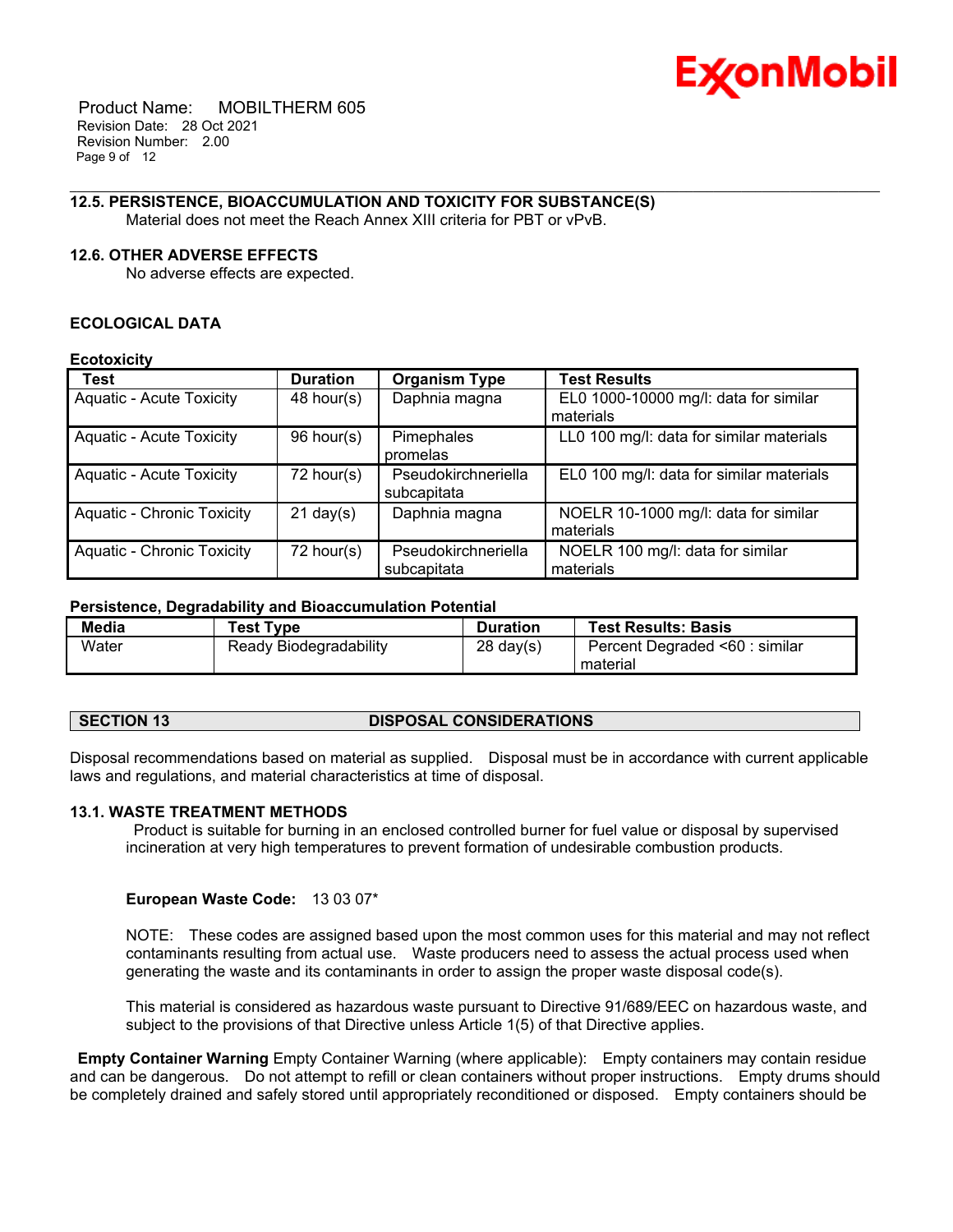### 12.5. PERSISTENCE, BIOACCUMULATION AND TOXICITY FOR SUBSTANCE(S)

Material does not meet the Reach Annex XIII criteria for PBT or vPvB.

### 12.6. OTHER ADVERSE EFFECTS

No adverse effects are expected.

### ECOLOGICAL DATA

**Ecotoxicity**

| Test | Duration | Organism Type | Test Results |
|---|---|---|---|
| Aquatic - Acute Toxicity | 48 hour(s) | Daphnia magna | EL0 1000-10000 mg/l: data for similar materials |
| Aquatic - Acute Toxicity | 96 hour(s) | Pimephales promelas | LL0 100 mg/l: data for similar materials |
| Aquatic - Acute Toxicity | 72 hour(s) | Pseudokirchneriella subcapitata | EL0 100 mg/l: data for similar materials |
| Aquatic - Chronic Toxicity | 21 day(s) | Daphnia magna | NOELR 10-1000 mg/l: data for similar materials |
| Aquatic - Chronic Toxicity | 72 hour(s) | Pseudokirchneriella subcapitata | NOELR 100 mg/l: data for similar materials |

**Persistence, Degradability and Bioaccumulation Potential**

| Media | Test Type | Duration | Test Results: Basis |
|---|---|---|---|
| Water | Ready Biodegradability | 28 day(s) | Percent Degraded <60 : similar material |

## SECTION 13 DISPOSAL CONSIDERATIONS

Disposal recommendations based on material as supplied. Disposal must be in accordance with current applicable laws and regulations, and material characteristics at time of disposal.

### 13.1. WASTE TREATMENT METHODS

Product is suitable for burning in an enclosed controlled burner for fuel value or disposal by supervised incineration at very high temperatures to prevent formation of undesirable combustion products.

**European Waste Code:** 13 03 07*

NOTE: These codes are assigned based upon the most common uses for this material and may not reflect contaminants resulting from actual use. Waste producers need to assess the actual process used when generating the waste and its contaminants in order to assign the proper waste disposal code(s).

This material is considered as hazardous waste pursuant to Directive 91/689/EEC on hazardous waste, and subject to the provisions of that Directive unless Article 1(5) of that Directive applies.

**Empty Container Warning** Empty Container Warning (where applicable): Empty containers may contain residue and can be dangerous. Do not attempt to refill or clean containers without proper instructions. Empty drums should be completely drained and safely stored until appropriately reconditioned or disposed. Empty containers should be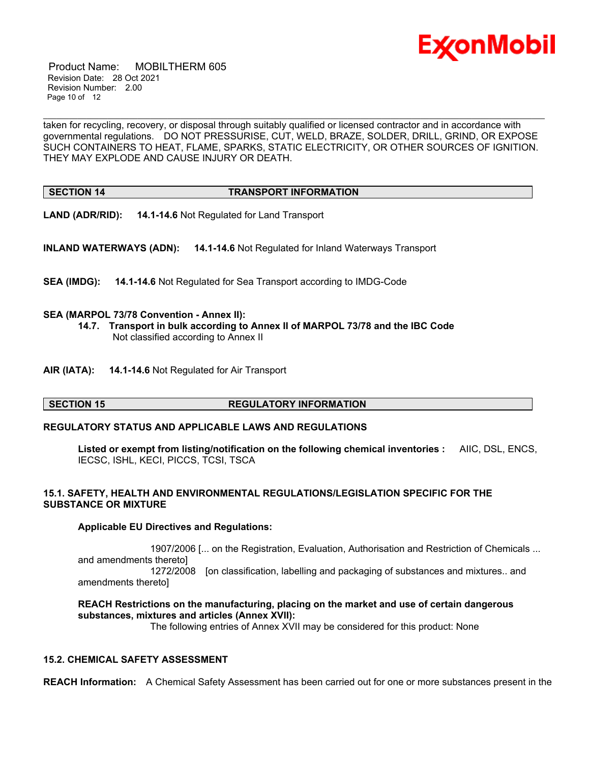taken for recycling, recovery, or disposal through suitably qualified or licensed contractor and in accordance with governmental regulations. DO NOT PRESSURISE, CUT, WELD, BRAZE, SOLDER, DRILL, GRIND, OR EXPOSE SUCH CONTAINERS TO HEAT, FLAME, SPARKS, STATIC ELECTRICITY, OR OTHER SOURCES OF IGNITION. THEY MAY EXPLODE AND CAUSE INJURY OR DEATH.

## SECTION 14 TRANSPORT INFORMATION

**LAND (ADR/RID):** **14.1-14.6** Not Regulated for Land Transport

**INLAND WATERWAYS (ADN):** **14.1-14.6** Not Regulated for Inland Waterways Transport

**SEA (IMDG):** **14.1-14.6** Not Regulated for Sea Transport according to IMDG-Code

**SEA (MARPOL 73/78 Convention - Annex II):**

**14.7. Transport in bulk according to Annex II of MARPOL 73/78 and the IBC Code**
Not classified according to Annex II

**AIR (IATA):** **14.1-14.6** Not Regulated for Air Transport

## SECTION 15 REGULATORY INFORMATION

**REGULATORY STATUS AND APPLICABLE LAWS AND REGULATIONS**

**Listed or exempt from listing/notification on the following chemical inventories :** AIIC, DSL, ENCS, IECSC, ISHL, KECI, PICCS, TCSI, TSCA

**15.1. SAFETY, HEALTH AND ENVIRONMENTAL REGULATIONS/LEGISLATION SPECIFIC FOR THE SUBSTANCE OR MIXTURE**

**Applicable EU Directives and Regulations:**

1907/2006 [... on the Registration, Evaluation, Authorisation and Restriction of Chemicals ... and amendments thereto]
1272/2008 [on classification, labelling and packaging of substances and mixtures.. and amendments thereto]

**REACH Restrictions on the manufacturing, placing on the market and use of certain dangerous substances, mixtures and articles (Annex XVII):**
The following entries of Annex XVII may be considered for this product: None

**15.2. CHEMICAL SAFETY ASSESSMENT**

**REACH Information:** A Chemical Safety Assessment has been carried out for one or more substances present in the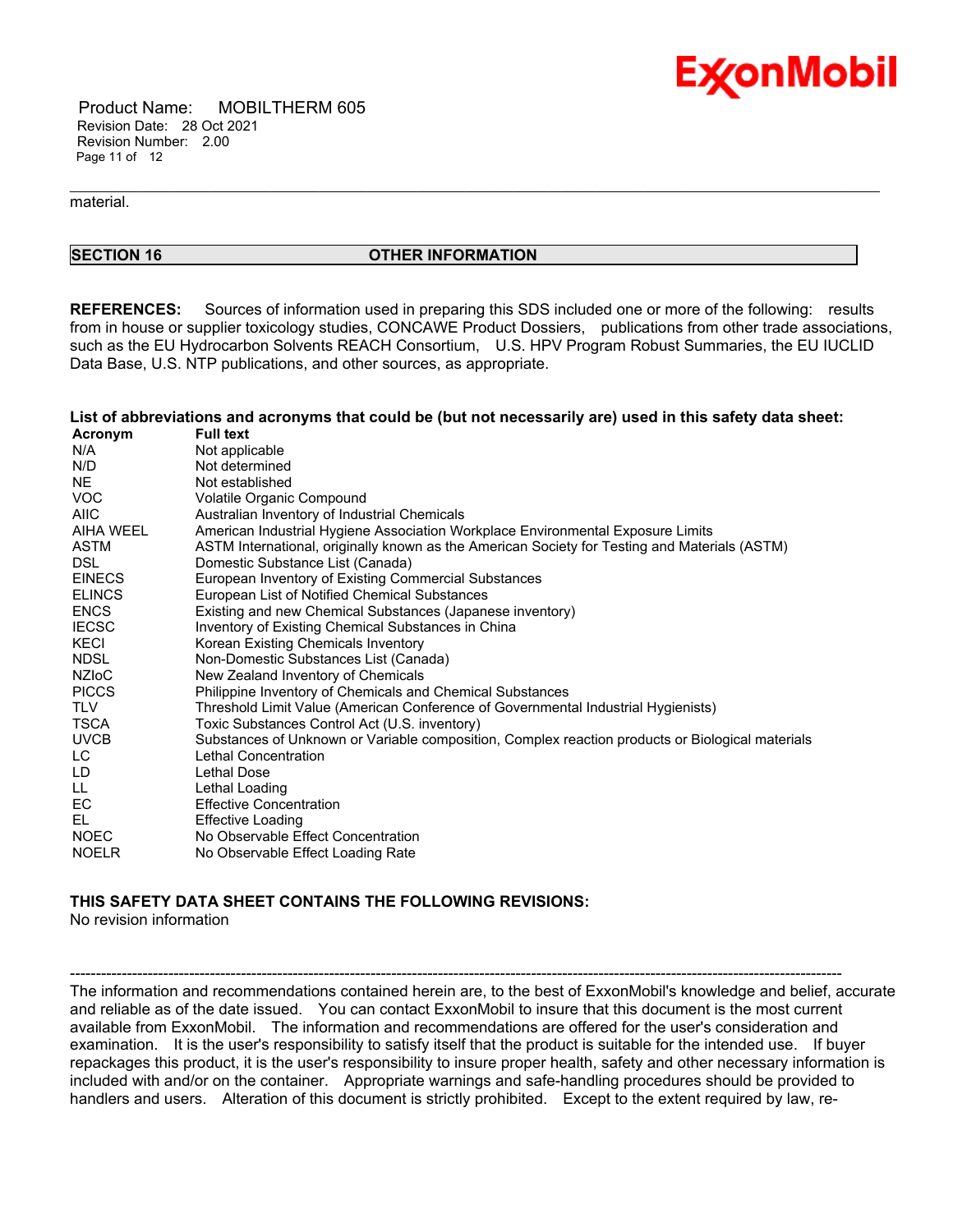material.

## SECTION 16 OTHER INFORMATION

**REFERENCES:** Sources of information used in preparing this SDS included one or more of the following: results from in house or supplier toxicology studies, CONCAWE Product Dossiers, publications from other trade associations, such as the EU Hydrocarbon Solvents REACH Consortium, U.S. HPV Program Robust Summaries, the EU IUCLID Data Base, U.S. NTP publications, and other sources, as appropriate.

**List of abbreviations and acronyms that could be (but not necessarily are) used in this safety data sheet:**

| Acronym | Full text |
|---|---|
| N/A | Not applicable |
| N/D | Not determined |
| NE | Not established |
| VOC | Volatile Organic Compound |
| AIIC | Australian Inventory of Industrial Chemicals |
| AIHA WEEL | American Industrial Hygiene Association Workplace Environmental Exposure Limits |
| ASTM | ASTM International, originally known as the American Society for Testing and Materials (ASTM) |
| DSL | Domestic Substance List (Canada) |
| EINECS | European Inventory of Existing Commercial Substances |
| ELINCS | European List of Notified Chemical Substances |
| ENCS | Existing and new Chemical Substances (Japanese inventory) |
| IECSC | Inventory of Existing Chemical Substances in China |
| KECI | Korean Existing Chemicals Inventory |
| NDSL | Non-Domestic Substances List (Canada) |
| NZIoC | New Zealand Inventory of Chemicals |
| PICCS | Philippine Inventory of Chemicals and Chemical Substances |
| TLV | Threshold Limit Value (American Conference of Governmental Industrial Hygienists) |
| TSCA | Toxic Substances Control Act (U.S. inventory) |
| UVCB | Substances of Unknown or Variable composition, Complex reaction products or Biological materials |
| LC | Lethal Concentration |
| LD | Lethal Dose |
| LL | Lethal Loading |
| EC | Effective Concentration |
| EL | Effective Loading |
| NOEC | No Observable Effect Concentration |
| NOELR | No Observable Effect Loading Rate |

**THIS SAFETY DATA SHEET CONTAINS THE FOLLOWING REVISIONS:**
No revision information

---

The information and recommendations contained herein are, to the best of ExxonMobil's knowledge and belief, accurate and reliable as of the date issued. You can contact ExxonMobil to insure that this document is the most current available from ExxonMobil. The information and recommendations are offered for the user's consideration and examination. It is the user's responsibility to satisfy itself that the product is suitable for the intended use. If buyer repackages this product, it is the user's responsibility to insure proper health, safety and other necessary information is included with and/or on the container. Appropriate warnings and safe-handling procedures should be provided to handlers and users. Alteration of this document is strictly prohibited. Except to the extent required by law, re-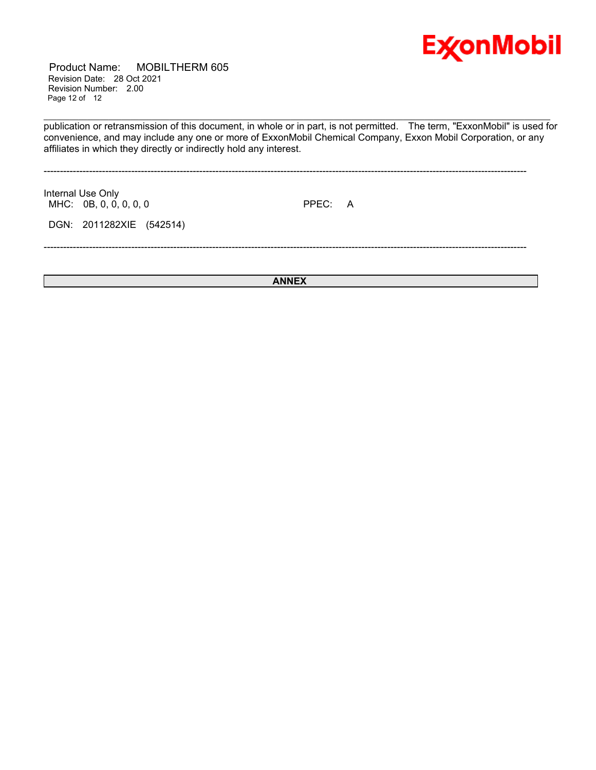publication or retransmission of this document, in whole or in part, is not permitted. The term, "ExxonMobil" is used for convenience, and may include any one or more of ExxonMobil Chemical Company, Exxon Mobil Corporation, or any affiliates in which they directly or indirectly hold any interest.

-----------------------------------------------------------------------------------------------------------------------------------------------

Internal Use Only
MHC: 0B, 0, 0, 0, 0, 0 PPEC: A

DGN: 2011282XIE (542514)

-----------------------------------------------------------------------------------------------------------------------------------------------

## ANNEX